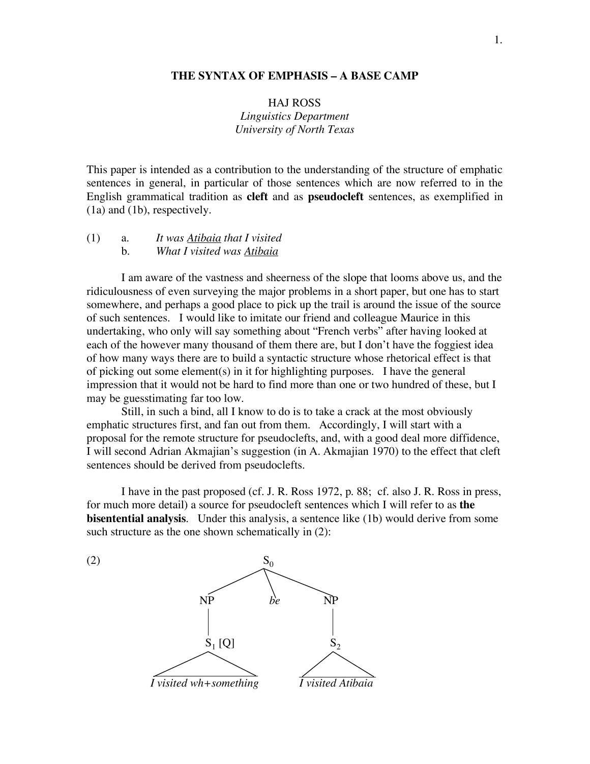# THE SYNTAX OF EMPHASIS – A BASE CAMP

HAJ ROSS
*Linguistics Department*
*University of North Texas*

This paper is intended as a contribution to the understanding of the structure of emphatic sentences in general, in particular of those sentences which are now referred to in the English grammatical tradition as **cleft** and as **pseudocleft** sentences, as exemplified in (1a) and (1b), respectively.

(1) a. *It was Atibaia that I visited*
  b. *What I visited was Atibaia*

I am aware of the vastness and sheerness of the slope that looms above us, and the ridiculousness of even surveying the major problems in a short paper, but one has to start somewhere, and perhaps a good place to pick up the trail is around the issue of the source of such sentences. I would like to imitate our friend and colleague Maurice in this undertaking, who only will say something about "French verbs" after having looked at each of the however many thousand of them there are, but I don't have the foggiest idea of how many ways there are to build a syntactic structure whose rhetorical effect is that of picking out some element(s) in it for highlighting purposes. I have the general impression that it would not be hard to find more than one or two hundred of these, but I may be guesstimating far too low.

Still, in such a bind, all I know to do is to take a crack at the most obviously emphatic structures first, and fan out from them. Accordingly, I will start with a proposal for the remote structure for pseudoclefts, and, with a good deal more diffidence, I will second Adrian Akmajian's suggestion (in A. Akmajian 1970) to the effect that cleft sentences should be derived from pseudoclefts.

I have in the past proposed (cf. J. R. Ross 1972, p. 88; cf. also J. R. Ross in press, for much more detail) a source for pseudocleft sentences which I will refer to as **the bisentential analysis**. Under this analysis, a sentence like (1b) would derive from some such structure as the one shown schematically in (2):

(2)

```
                    S0
          /          |          \
        NP           be          NP
        |                        |
      S1 [Q]                     S2
      /    \                    /  \
I visited wh+something      I visited Atibaia
```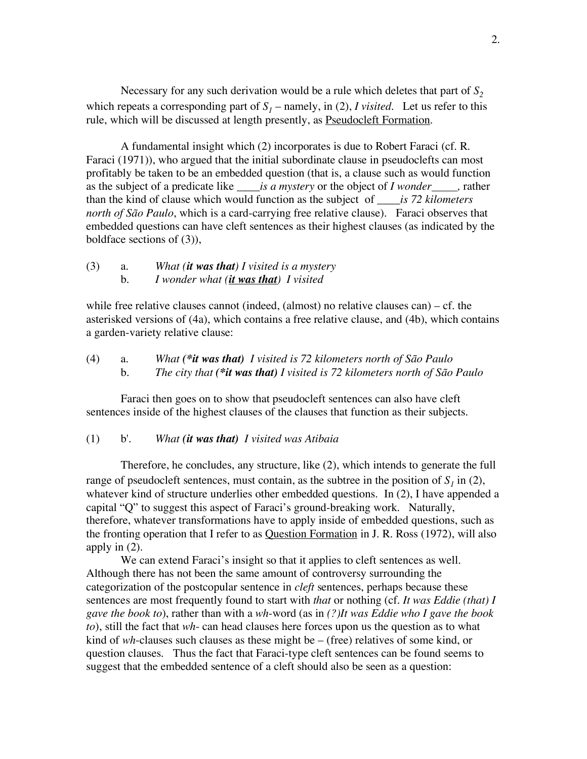Necessary for any such derivation would be a rule which deletes that part of $S_2$ which repeats a corresponding part of $S_1$ – namely, in (2), *I visited*. Let us refer to this rule, which will be discussed at length presently, as <u>Pseudocleft Formation</u>.

A fundamental insight which (2) incorporates is due to Robert Faraci (cf. R. Faraci (1971)), who argued that the initial subordinate clause in pseudoclefts can most profitably be taken to be an embedded question (that is, a clause such as would function as the subject of a predicate like ____*is a mystery* or the object of *I wonder*____, rather than the kind of clause which would function as the subject of ____*is 72 kilometers north of São Paulo*, which is a card-carrying free relative clause). Faraci observes that embedded questions can have cleft sentences as their highest clauses (as indicated by the boldface sections of (3)),

(3) a. *What (**it was that**) I visited is a mystery*
    b. *I wonder what (**<u>it was that</u>**) I visited*

while free relative clauses cannot (indeed, (almost) no relative clauses can) – cf. the asterisked versions of (4a), which contains a free relative clause, and (4b), which contains a garden-variety relative clause:

(4) a. *What (**\*it was that**) I visited is 72 kilometers north of São Paulo*
    b. *The city that (**\*it was that**) I visited is 72 kilometers north of São Paulo*

Faraci then goes on to show that pseudocleft sentences can also have cleft sentences inside of the highest clauses of the clauses that function as their subjects.

(1) b'. *What (**it was that**) I visited was Atibaia*

Therefore, he concludes, any structure, like (2), which intends to generate the full range of pseudocleft sentences, must contain, as the subtree in the position of $S_1$ in (2), whatever kind of structure underlies other embedded questions. In (2), I have appended a capital "Q" to suggest this aspect of Faraci's ground-breaking work. Naturally, therefore, whatever transformations have to apply inside of embedded questions, such as the fronting operation that I refer to as <u>Question Formation</u> in J. R. Ross (1972), will also apply in (2).

We can extend Faraci's insight so that it applies to cleft sentences as well. Although there has not been the same amount of controversy surrounding the categorization of the postcopular sentence in *cleft* sentences, perhaps because these sentences are most frequently found to start with *that* or nothing (cf. *It was Eddie (that) I gave the book to*), rather than with a *wh*-word (as in *(?)It was Eddie who I gave the book to*), still the fact that *wh*- can head clauses here forces upon us the question as to what kind of *wh*-clauses such clauses as these might be – (free) relatives of some kind, or question clauses. Thus the fact that Faraci-type cleft sentences can be found seems to suggest that the embedded sentence of a cleft should also be seen as a question: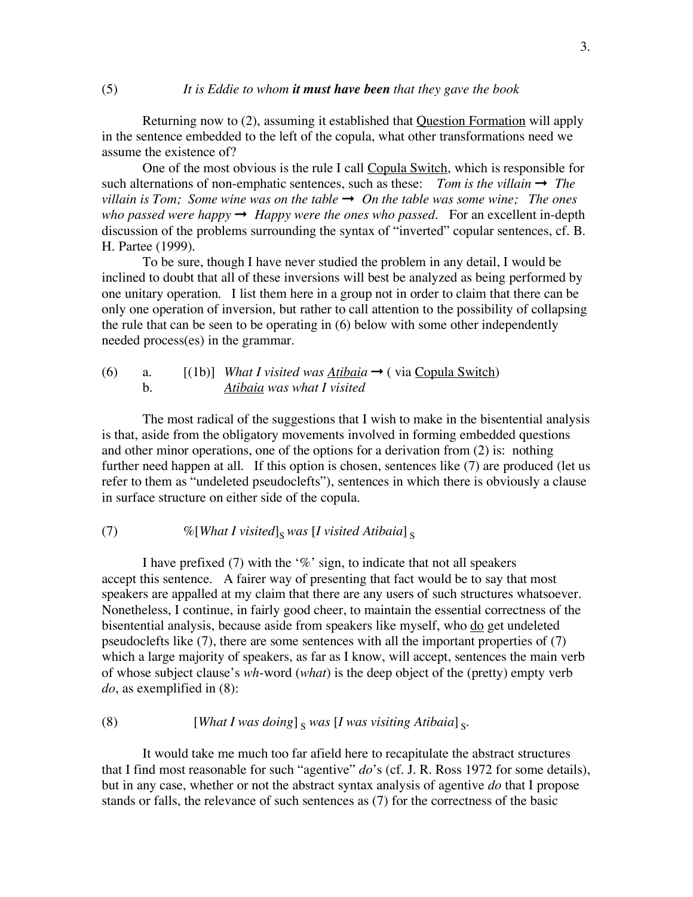(5) *It is Eddie to whom **it must have been** that they gave the book*

Returning now to (2), assuming it established that <u>Question Formation</u> will apply in the sentence embedded to the left of the copula, what other transformations need we assume the existence of?

One of the most obvious is the rule I call <u>Copula Switch</u>, which is responsible for such alternations of non-emphatic sentences, such as these: *Tom is the villain* → *The villain is Tom; Some wine was on the table* → *On the table was some wine; The ones who passed were happy* → *Happy were the ones who passed*. For an excellent in-depth discussion of the problems surrounding the syntax of "inverted" copular sentences, cf. B. H. Partee (1999).

To be sure, though I have never studied the problem in any detail, I would be inclined to doubt that all of these inversions will best be analyzed as being performed by one unitary operation. I list them here in a group not in order to claim that there can be only one operation of inversion, but rather to call attention to the possibility of collapsing the rule that can be seen to be operating in (6) below with some other independently needed process(es) in the grammar.

(6) a. [(1b)] *What I visited was <u>Atibaia</u>* → ( via <u>Copula Switch</u>)
 b. *<u>Atibaia</u> was what I visited*

The most radical of the suggestions that I wish to make in the bisentential analysis is that, aside from the obligatory movements involved in forming embedded questions and other minor operations, one of the options for a derivation from (2) is: nothing further need happen at all. If this option is chosen, sentences like (7) are produced (let us refer to them as "undeleted pseudoclefts"), sentences in which there is obviously a clause in surface structure on either side of the copula.

(7) %[*What I visited*]$_S$ *was* [*I visited Atibaia*]$_S$

I have prefixed (7) with the '%' sign, to indicate that not all speakers accept this sentence. A fairer way of presenting that fact would be to say that most speakers are appalled at my claim that there are any users of such structures whatsoever. Nonetheless, I continue, in fairly good cheer, to maintain the essential correctness of the bisentential analysis, because aside from speakers like myself, who <u>do</u> get undeleted pseudoclefts like (7), there are some sentences with all the important properties of (7) which a large majority of speakers, as far as I know, will accept, sentences the main verb of whose subject clause's *wh*-word (*what*) is the deep object of the (pretty) empty verb *do*, as exemplified in (8):

(8) [*What I was doing*]$_S$ *was* [*I was visiting Atibaia*]$_S$.

It would take me much too far afield here to recapitulate the abstract structures that I find most reasonable for such "agentive" *do*'s (cf. J. R. Ross 1972 for some details), but in any case, whether or not the abstract syntax analysis of agentive *do* that I propose stands or falls, the relevance of such sentences as (7) for the correctness of the basic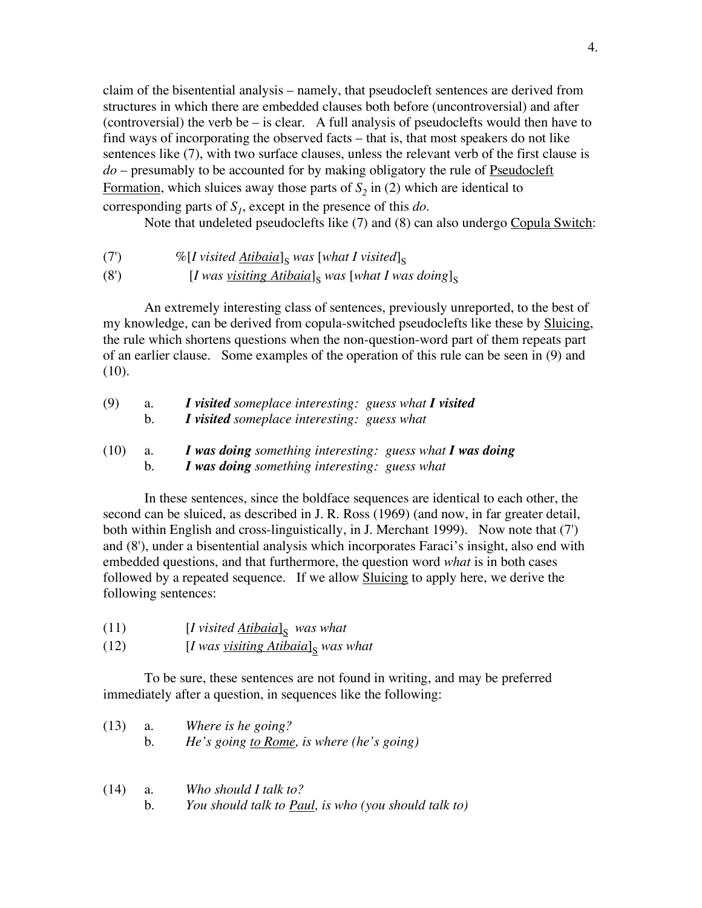claim of the bisentential analysis – namely, that pseudocleft sentences are derived from structures in which there are embedded clauses both before (uncontroversial) and after (controversial) the verb be – is clear. A full analysis of pseudoclefts would then have to find ways of incorporating the observed facts – that is, that most speakers do not like sentences like (7), with two surface clauses, unless the relevant verb of the first clause is *do* – presumably to be accounted for by making obligatory the rule of Pseudocleft Formation, which sluices away those parts of $S_2$ in (2) which are identical to corresponding parts of $S_1$, except in the presence of this *do*.

Note that undeleted pseudoclefts like (7) and (8) can also undergo Copula Switch:

(7') %[*I visited Atibaia*]$_S$ *was* [*what I visited*]$_S$

(8') [*I was visiting Atibaia*]$_S$ *was* [*what I was doing*]$_S$

An extremely interesting class of sentences, previously unreported, to the best of my knowledge, can be derived from copula-switched pseudoclefts like these by Sluicing, the rule which shortens questions when the non-question-word part of them repeats part of an earlier clause. Some examples of the operation of this rule can be seen in (9) and (10).

(9) a. ***I visited*** *someplace interesting: guess what* ***I visited***
 b. ***I visited*** *someplace interesting: guess what*

(10) a. ***I was doing*** *something interesting: guess what* ***I was doing***
 b. ***I was doing*** *something interesting: guess what*

In these sentences, since the boldface sequences are identical to each other, the second can be sluiced, as described in J. R. Ross (1969) (and now, in far greater detail, both within English and cross-linguistically, in J. Merchant 1999). Now note that (7') and (8'), under a bisentential analysis which incorporates Faraci's insight, also end with embedded questions, and that furthermore, the question word *what* is in both cases followed by a repeated sequence. If we allow Sluicing to apply here, we derive the following sentences:

(11) [*I visited Atibaia*]$_S$ *was what*

(12) [*I was visiting Atibaia*]$_S$ *was what*

To be sure, these sentences are not found in writing, and may be preferred immediately after a question, in sequences like the following:

(13) a. *Where is he going?*
 b. *He's going to Rome, is where (he's going)*

(14) a. *Who should I talk to?*
 b. *You should talk to Paul, is who (you should talk to)*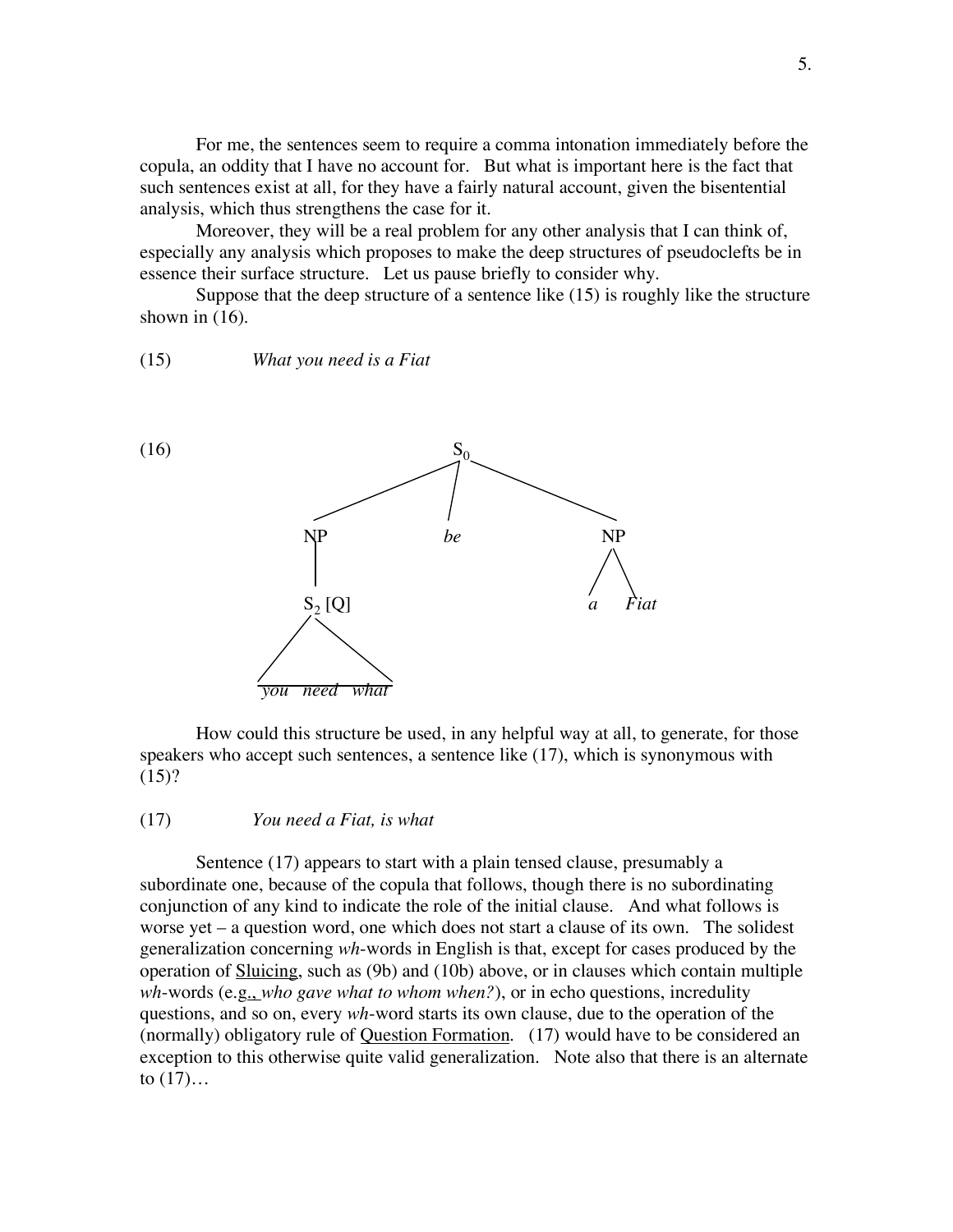For me, the sentences seem to require a comma intonation immediately before the copula, an oddity that I have no account for. But what is important here is the fact that such sentences exist at all, for they have a fairly natural account, given the bisentential analysis, which thus strengthens the case for it.

Moreover, they will be a real problem for any other analysis that I can think of, especially any analysis which proposes to make the deep structures of pseudoclefts be in essence their surface structure. Let us pause briefly to consider why.

Suppose that the deep structure of a sentence like (15) is roughly like the structure shown in (16).

(15) *What you need is a Fiat*

(16)

```
                    S0
         __________|__________
        |          |          |
        NP         be         NP
        |                    /  \
      S2 [Q]                a   Fiat
       /  \
   you need what
```

How could this structure be used, in any helpful way at all, to generate, for those speakers who accept such sentences, a sentence like (17), which is synonymous with (15)?

(17) *You need a Fiat, is what*

Sentence (17) appears to start with a plain tensed clause, presumably a subordinate one, because of the copula that follows, though there is no subordinating conjunction of any kind to indicate the role of the initial clause. And what follows is worse yet – a question word, one which does not start a clause of its own. The solidest generalization concerning *wh*-words in English is that, except for cases produced by the operation of <u>Sluicing</u>, such as (9b) and (10b) above, or in clauses which contain multiple *wh*-words (e.g., *who gave what to whom when?*), or in echo questions, incredulity questions, and so on, every *wh*-word starts its own clause, due to the operation of the (normally) obligatory rule of <u>Question Formation</u>. (17) would have to be considered an exception to this otherwise quite valid generalization. Note also that there is an alternate to (17)…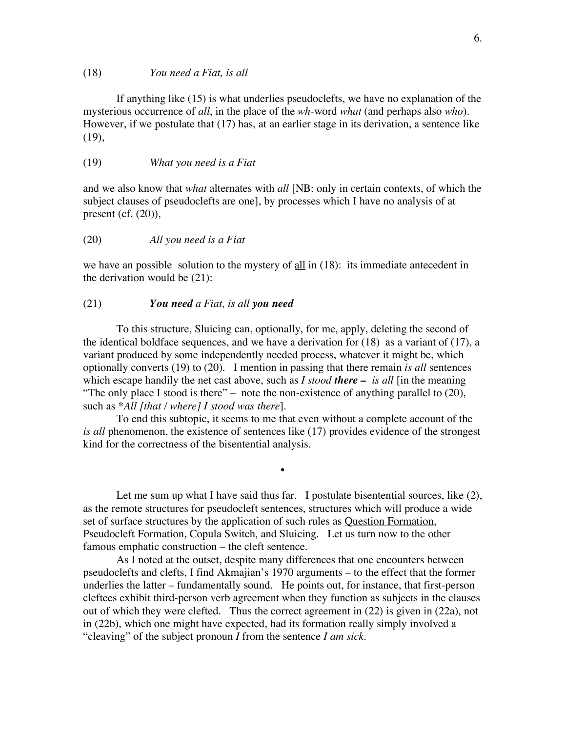(18) *You need a Fiat, is all*

If anything like (15) is what underlies pseudoclefts, we have no explanation of the mysterious occurrence of *all*, in the place of the *wh*-word *what* (and perhaps also *who*). However, if we postulate that (17) has, at an earlier stage in its derivation, a sentence like (19),

(19) *What you need is a Fiat*

and we also know that *what* alternates with *all* [NB: only in certain contexts, of which the subject clauses of pseudoclefts are one], by processes which I have no analysis of at present (cf. (20)),

(20) *All you need is a Fiat*

we have an possible solution to the mystery of <u>all</u> in (18): its immediate antecedent in the derivation would be (21):

(21) ***You need** a Fiat, is all **you need***

To this structure, <u>Sluicing</u> can, optionally, for me, apply, deleting the second of the identical boldface sequences, and we have a derivation for (18) as a variant of (17), a variant produced by some independently needed process, whatever it might be, which optionally converts (19) to (20). I mention in passing that there remain *is all* sentences which escape handily the net cast above, such as *I stood **there –** is all* [in the meaning "The only place I stood is there" – note the non-existence of anything parallel to (20), such as *\*All [that / where] I stood was there*].

To end this subtopic, it seems to me that even without a complete account of the *is all* phenomenon, the existence of sentences like (17) provides evidence of the strongest kind for the correctness of the bisentential analysis.

•

Let me sum up what I have said thus far. I postulate bisentential sources, like (2), as the remote structures for pseudocleft sentences, structures which will produce a wide set of surface structures by the application of such rules as <u>Question Formation</u>, <u>Pseudocleft Formation</u>, <u>Copula Switch</u>, and <u>Sluicing</u>. Let us turn now to the other famous emphatic construction – the cleft sentence.

As I noted at the outset, despite many differences that one encounters between pseudoclefts and clefts, I find Akmajian's 1970 arguments – to the effect that the former underlies the latter – fundamentally sound. He points out, for instance, that first-person cleftees exhibit third-person verb agreement when they function as subjects in the clauses out of which they were clefted. Thus the correct agreement in (22) is given in (22a), not in (22b), which one might have expected, had its formation really simply involved a "cleaving" of the subject pronoun *I* from the sentence *I am sick*.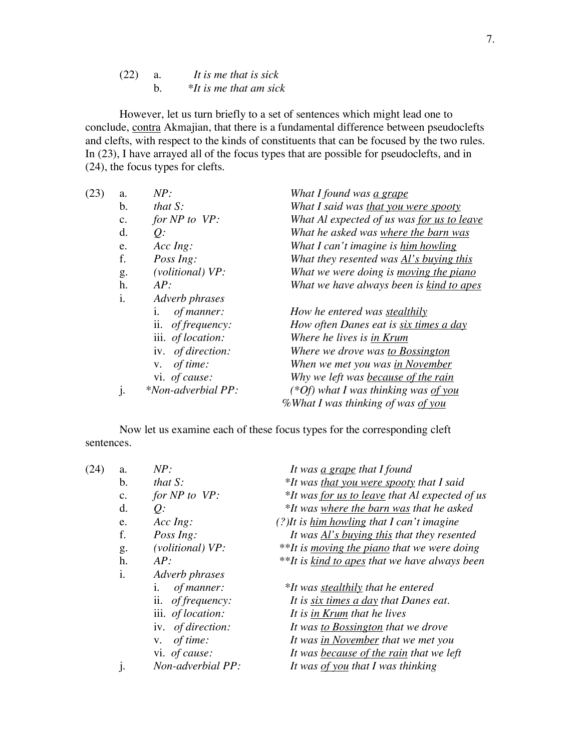(22) a. *It is me that is sick*

     b. **It is me that am sick*

However, let us turn briefly to a set of sentences which might lead one to conclude, <u>contra</u> Akmajian, that there is a fundamental difference between pseudoclefts and clefts, with respect to the kinds of constituents that can be focused by the two rules. In (23), I have arrayed all of the focus types that are possible for pseudoclefts, and in (24), the focus types for clefts.

(23)

| | | |
|---|---|---|
| a. | *NP:* | *What I found was <u>a grape</u>* |
| b. | *that S:* | *What I said was <u>that you were spooty</u>* |
| c. | *for NP to VP:* | *What Al expected of us was <u>for us to leave</u>* |
| d. | *Q:* | *What he asked was <u>where the barn was</u>* |
| e. | *Acc Ing:* | *What I can't imagine is <u>him howling</u>* |
| f. | *Poss Ing:* | *What they resented was <u>Al's buying this</u>* |
| g. | *(volitional) VP:* | *What we were doing is <u>moving the piano</u>* |
| h. | *AP:* | *What we have always been is <u>kind to apes</u>* |
| i. | *Adverb phrases* | |
| | i. *of manner:* | *How he entered was <u>stealthily</u>* |
| | ii. *of frequency:* | *How often Danes eat is <u>six times a day</u>* |
| | iii. *of location:* | *Where he lives is <u>in Krum</u>* |
| | iv. *of direction:* | *Where we drove was <u>to Bossington</u>* |
| | v. *of time:* | *When we met you was <u>in November</u>* |
| | vi. *of cause:* | *Why we left was <u>because of the rain</u>* |
| j. | **Non-adverbial PP:* | *(*Of) what I was thinking was <u>of you</u>* |
| | | *%What I was thinking of was <u>of you</u>* |

Now let us examine each of these focus types for the corresponding cleft sentences.

(24)

| | | |
|---|---|---|
| a. | *NP:* | *It was <u>a grape</u> that I found* |
| b. | *that S:* | **It was <u>that you were spooty</u> that I said* |
| c. | *for NP to VP:* | **It was <u>for us to leave</u> that Al expected of us* |
| d. | *Q:* | **It was <u>where the barn was</u> that he asked* |
| e. | *Acc Ing:* | *(?)It is <u>him howling</u> that I can't imagine* |
| f. | *Poss Ing:* | *It was <u>Al's buying this</u> that they resented* |
| g. | *(volitional) VP:* | ***It is <u>moving the piano</u> that we were doing* |
| h. | *AP:* | ***It is <u>kind to apes</u> that we have always been* |
| i. | *Adverb phrases* | |
| | i. *of manner:* | **It was <u>stealthily</u> that he entered* |
| | ii. *of frequency:* | *It is <u>six times a day</u> that Danes eat.* |
| | iii. *of location:* | *It is <u>in Krum</u> that he lives* |
| | iv. *of direction:* | *It was <u>to Bossington</u> that we drove* |
| | v. *of time:* | *It was <u>in November</u> that we met you* |
| | vi. *of cause:* | *It was <u>because of the rain</u> that we left* |
| j. | *Non-adverbial PP:* | *It was <u>of you</u> that I was thinking* |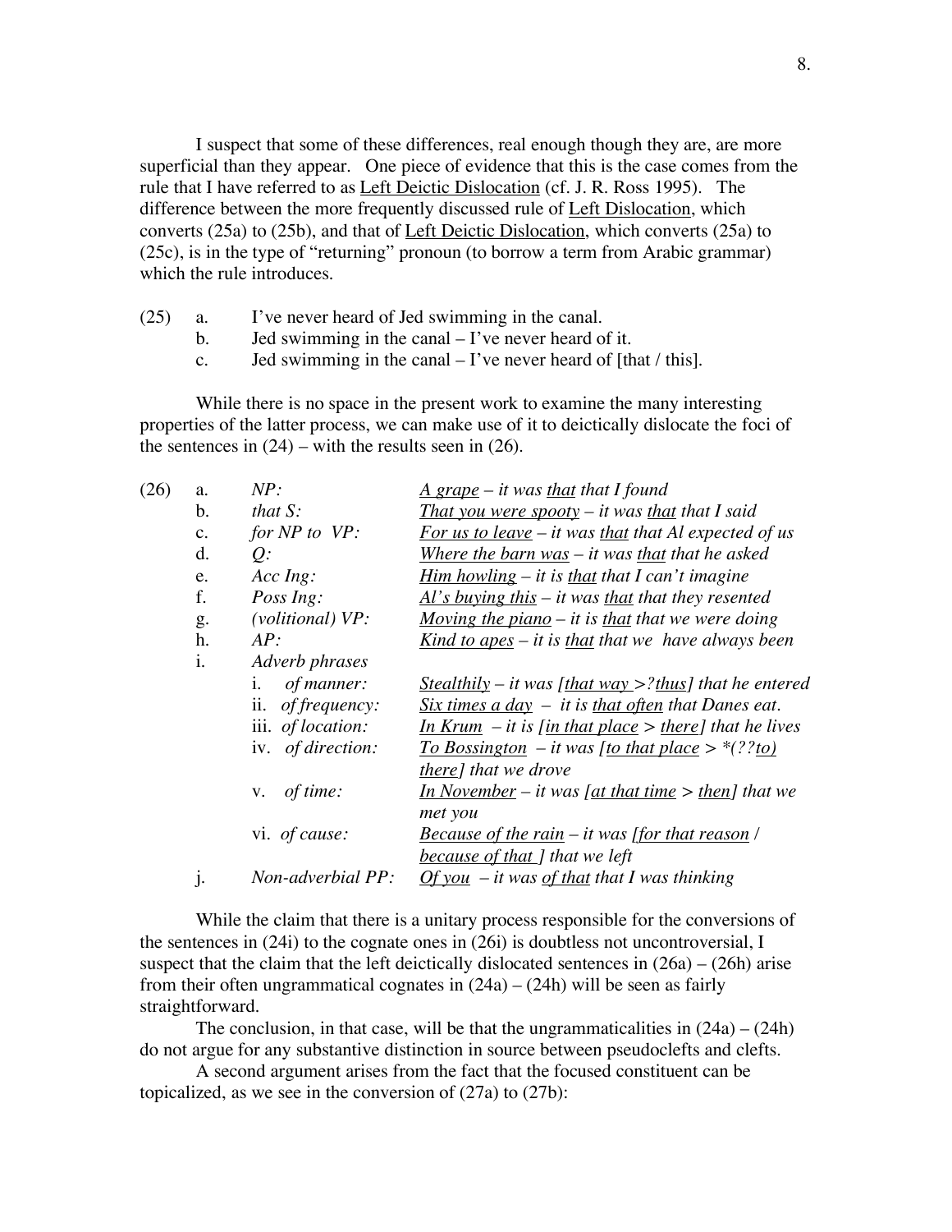I suspect that some of these differences, real enough though they are, are more superficial than they appear. One piece of evidence that this is the case comes from the rule that I have referred to as <u>Left Deictic Dislocation</u> (cf. J. R. Ross 1995). The difference between the more frequently discussed rule of <u>Left Dislocation</u>, which converts (25a) to (25b), and that of <u>Left Deictic Dislocation</u>, which converts (25a) to (25c), is in the type of "returning" pronoun (to borrow a term from Arabic grammar) which the rule introduces.

(25) a. I've never heard of Jed swimming in the canal.
b. Jed swimming in the canal – I've never heard of it.
c. Jed swimming in the canal – I've never heard of [that / this].

While there is no space in the present work to examine the many interesting properties of the latter process, we can make use of it to deictically dislocate the foci of the sentences in (24) – with the results seen in (26).

| (26) | | | |
|---|---|---|---|
| a. | *NP:* | | *<u>A grape</u> – it was <u>that</u> that I found* |
| b. | *that S:* | | *<u>That you were spooty</u> – it was <u>that</u> that I said* |
| c. | *for NP to VP:* | | *<u>For us to leave</u> – it was <u>that</u> that Al expected of us* |
| d. | *Q:* | | *<u>Where the barn was</u> – it was <u>that</u> that he asked* |
| e. | *Acc Ing:* | | *<u>Him howling</u> – it is <u>that</u> that I can't imagine* |
| f. | *Poss Ing:* | | *<u>Al's buying this</u> – it was <u>that</u> that they resented* |
| g. | *(volitional) VP:* | | *<u>Moving the piano</u> – it is <u>that</u> that we were doing* |
| h. | *AP:* | | *<u>Kind to apes</u> – it is <u>that</u> that we have always been* |
| i. | Adverb phrases | | |
| | | i. *of manner:* | *<u>Stealthily</u> – it was [<u>that way</u> >?<u>thus</u>] that he entered* |
| | | ii. *of frequency:* | *<u>Six times a day</u> – it is <u>that often</u> that Danes eat.* |
| | | iii. *of location:* | *<u>In Krum</u> – it is [<u>in that place</u> > <u>there</u>] that he lives* |
| | | iv. *of direction:* | *<u>To Bossington</u> – it was [<u>to that place</u> > \*(??<u>to</u>) <u>there</u>] that we drove* |
| | | v. *of time:* | *<u>In November</u> – it was [<u>at that time</u> > <u>then</u>] that we met you* |
| | | vi. *of cause:* | *<u>Because of the rain</u> – it was [<u>for that reason</u> / <u>because of that</u> ] that we left* |
| j. | *Non-adverbial PP:* | | *<u>Of you</u> – it was <u>of that</u> that I was thinking* |

While the claim that there is a unitary process responsible for the conversions of the sentences in (24i) to the cognate ones in (26i) is doubtless not uncontroversial, I suspect that the claim that the left deictically dislocated sentences in (26a) – (26h) arise from their often ungrammatical cognates in (24a) – (24h) will be seen as fairly straightforward.

The conclusion, in that case, will be that the ungrammaticalities in (24a) – (24h) do not argue for any substantive distinction in source between pseudoclefts and clefts.

A second argument arises from the fact that the focused constituent can be topicalized, as we see in the conversion of (27a) to (27b):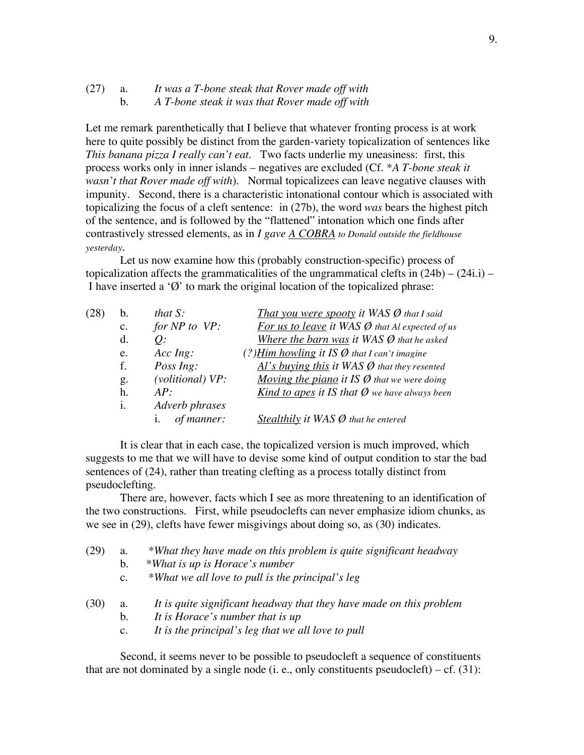(27) a. *It was a T-bone steak that Rover made off with*
     b. *A T-bone steak it was that Rover made off with*

Let me remark parenthetically that I believe that whatever fronting process is at work here to quite possibly be distinct from the garden-variety topicalization of sentences like *This banana pizza I really can't eat*. Two facts underlie my uneasiness: first, this process works only in inner islands – negatives are excluded (Cf. \**A T-bone steak it wasn't that Rover made off with*). Normal topicalizees can leave negative clauses with impunity. Second, there is a characteristic intonational contour which is associated with topicalizing the focus of a cleft sentence: in (27b), the word *was* bears the highest pitch of the sentence, and is followed by the "flattened" intonation which one finds after contrastively stressed elements, as in *I gave A COBRA to Donald outside the fieldhouse yesterday*.

Let us now examine how this (probably construction-specific) process of topicalization affects the grammaticalities of the ungrammatical clefts in (24b) – (24i.i) – I have inserted a 'Ø' to mark the original location of the topicalized phrase:

(28)
| | | |
|---|---|---|
| b. | *that S:* | *That you were spooty it WAS Ø that I said* |
| c. | *for NP to VP:* | *For us to leave it WAS Ø that Al expected of us* |
| d. | *Q:* | *Where the barn was it WAS Ø that he asked* |
| e. | *Acc Ing:* | *(?)Him howling it IS Ø that I can't imagine* |
| f. | *Poss Ing:* | *Al's buying this it WAS Ø that they resented* |
| g. | *(volitional) VP:* | *Moving the piano it IS Ø that we were doing* |
| h. | *AP:* | *Kind to apes it IS that Ø we have always been* |
| i. | *Adverb phrases* | |
| | i. *of manner:* | *Stealthily it WAS Ø that he entered* |

It is clear that in each case, the topicalized version is much improved, which suggests to me that we will have to devise some kind of output condition to star the bad sentences of (24), rather than treating clefting as a process totally distinct from pseudoclefting.

There are, however, facts which I see as more threatening to an identification of the two constructions. First, while pseudoclefts can never emphasize idiom chunks, as we see in (29), clefts have fewer misgivings about doing so, as (30) indicates.

(29) a. \**What they have made on this problem is quite significant headway*
     b. \**What is up is Horace's number*
     c. \**What we all love to pull is the principal's leg*

(30) a. *It is quite significant headway that they have made on this problem*
     b. *It is Horace's number that is up*
     c. *It is the principal's leg that we all love to pull*

Second, it seems never to be possible to pseudocleft a sequence of constituents that are not dominated by a single node (i. e., only constituents pseudocleft) – cf. (31):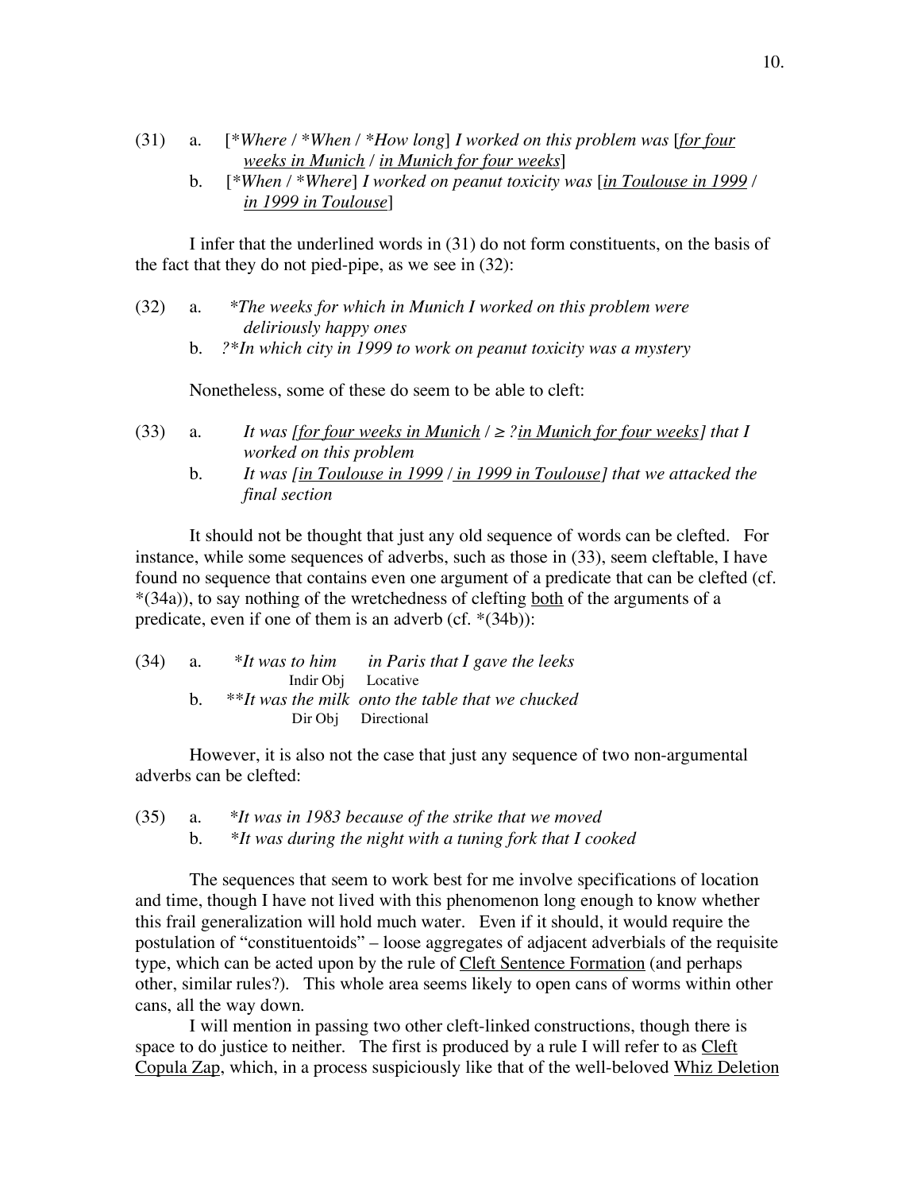(31) a. [*\*Where* / *\*When* / *\*How long*] *I worked on this problem was* [<u>*for four weeks in Munich*</u> / <u>*in Munich for four weeks*</u>]

b. [*\*When* / *\*Where*] *I worked on peanut toxicity was* [<u>*in Toulouse in 1999*</u> / <u>*in 1999 in Toulouse*</u>]

I infer that the underlined words in (31) do not form constituents, on the basis of the fact that they do not pied-pipe, as we see in (32):

(32) a. *\*The weeks for which in Munich I worked on this problem were deliriously happy ones*

b. *?\*In which city in 1999 to work on peanut toxicity was a mystery*

Nonetheless, some of these do seem to be able to cleft:

(33) a. *It was [<u>for four weeks in Munich</u> / ≥ ?<u>in Munich for four weeks</u>] that I worked on this problem*

b. *It was [<u>in Toulouse in 1999</u> / <u>in 1999 in Toulouse</u>] that we attacked the final section*

It should not be thought that just any old sequence of words can be clefted. For instance, while some sequences of adverbs, such as those in (33), seem cleftable, I have found no sequence that contains even one argument of a predicate that can be clefted (cf. \*(34a)), to say nothing of the wretchedness of clefting <u>both</u> of the arguments of a predicate, even if one of them is an adverb (cf. \*(34b)):

(34) a. *\*It was to him in Paris that I gave the leeks*
(to him = Indir Obj; in Paris = Locative)

b. *\*\*It was the milk onto the table that we chucked*
(the milk = Dir Obj; onto the table = Directional)

However, it is also not the case that just any sequence of two non-argumental adverbs can be clefted:

(35) a. *\*It was in 1983 because of the strike that we moved*

b. *\*It was during the night with a tuning fork that I cooked*

The sequences that seem to work best for me involve specifications of location and time, though I have not lived with this phenomenon long enough to know whether this frail generalization will hold much water. Even if it should, it would require the postulation of "constituentoids" – loose aggregates of adjacent adverbials of the requisite type, which can be acted upon by the rule of <u>Cleft Sentence Formation</u> (and perhaps other, similar rules?). This whole area seems likely to open cans of worms within other cans, all the way down.

I will mention in passing two other cleft-linked constructions, though there is space to do justice to neither. The first is produced by a rule I will refer to as <u>Cleft Copula Zap</u>, which, in a process suspiciously like that of the well-beloved <u>Whiz Deletion</u>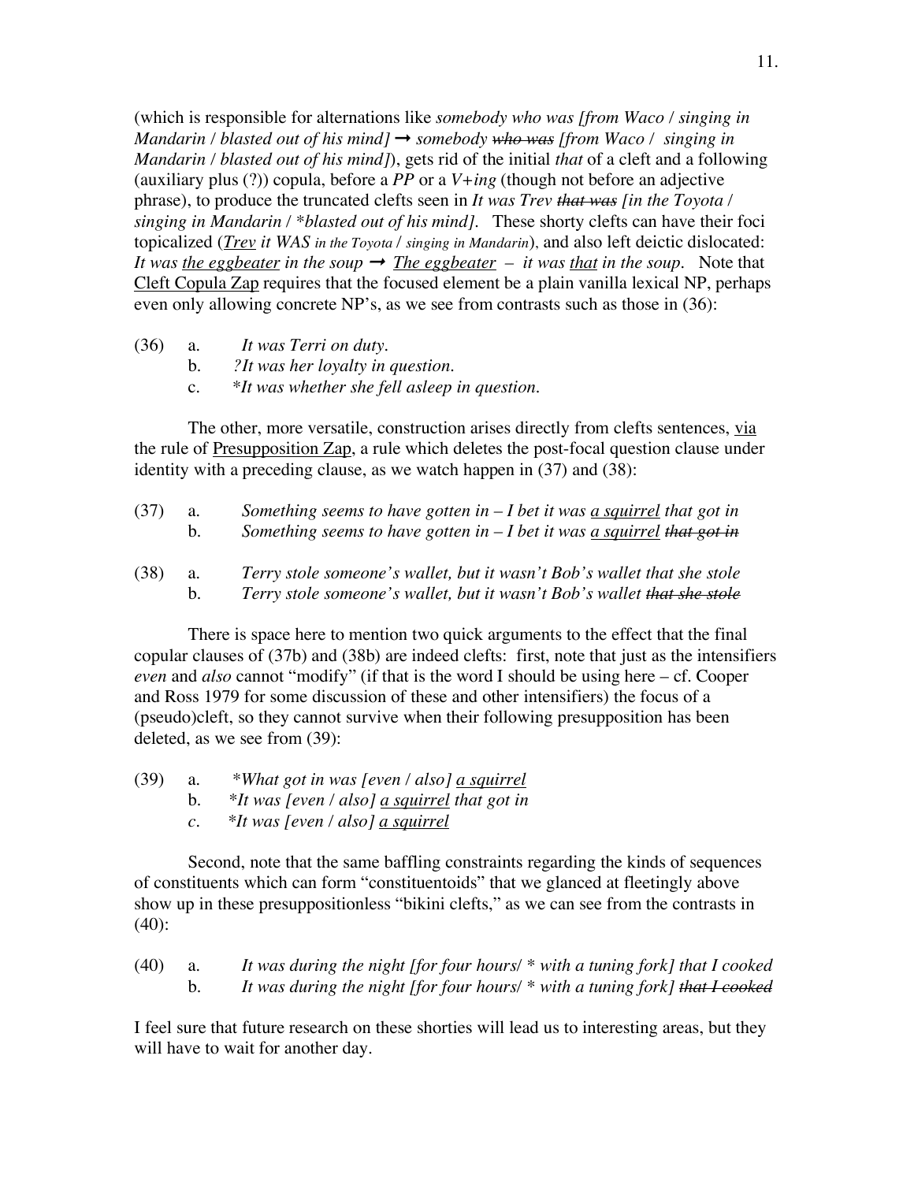(which is responsible for alternations like *somebody who was [from Waco / singing in Mandarin / blasted out of his mind]* → *somebody ~~who was~~ [from Waco / singing in Mandarin / blasted out of his mind]*), gets rid of the initial *that* of a cleft and a following (auxiliary plus (?)) copula, before a *PP* or a *V+ing* (though not before an adjective phrase), to produce the truncated clefts seen in *It was Trev ~~that was~~ [in the Toyota / singing in Mandarin / *blasted out of his mind]*. These shorty clefts can have their foci topicalized (<u>*Trev*</u> *it WAS in the Toyota / singing in Mandarin*), and also left deictic dislocated: *It was <u>the eggbeater</u> in the soup* → *<u>The eggbeater</u> – it was <u>that</u> in the soup*. Note that <u>Cleft Copula Zap</u> requires that the focused element be a plain vanilla lexical NP, perhaps even only allowing concrete NP's, as we see from contrasts such as those in (36):

(36) a. *It was Terri on duty.*
  b. *?It was her loyalty in question.*
  c. **It was whether she fell asleep in question.*

The other, more versatile, construction arises directly from clefts sentences, <u>via</u> the rule of <u>Presupposition Zap</u>, a rule which deletes the post-focal question clause under identity with a preceding clause, as we watch happen in (37) and (38):

(37) a. *Something seems to have gotten in – I bet it was <u>a squirrel</u> that got in*
  b. *Something seems to have gotten in – I bet it was <u>a squirrel</u> ~~that got in~~*

(38) a. *Terry stole someone's wallet, but it wasn't Bob's wallet that she stole*
  b. *Terry stole someone's wallet, but it wasn't Bob's wallet ~~that she stole~~*

There is space here to mention two quick arguments to the effect that the final copular clauses of (37b) and (38b) are indeed clefts: first, note that just as the intensifiers *even* and *also* cannot "modify" (if that is the word I should be using here – cf. Cooper and Ross 1979 for some discussion of these and other intensifiers) the focus of a (pseudo)cleft, so they cannot survive when their following presupposition has been deleted, as we see from (39):

(39) a. **What got in was [even / also] <u>a squirrel</u>*
  b. **It was [even / also] <u>a squirrel</u> that got in*
  c. **It was [even / also] <u>a squirrel</u>*

Second, note that the same baffling constraints regarding the kinds of sequences of constituents which can form "constituentoids" that we glanced at fleetingly above show up in these presuppositionless "bikini clefts," as we can see from the contrasts in (40):

(40) a. *It was during the night [for four hours/ * with a tuning fork] that I cooked*
  b. *It was during the night [for four hours/ * with a tuning fork] ~~that I cooked~~*

I feel sure that future research on these shorties will lead us to interesting areas, but they will have to wait for another day.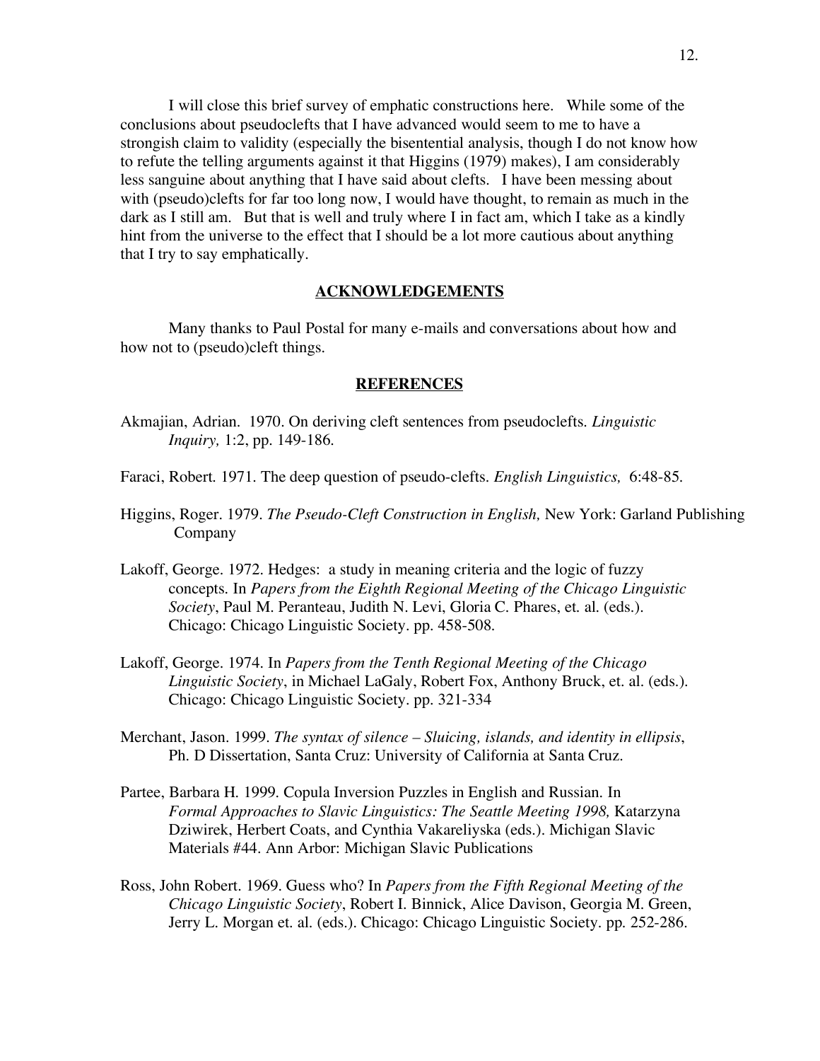I will close this brief survey of emphatic constructions here. While some of the conclusions about pseudoclefts that I have advanced would seem to me to have a strongish claim to validity (especially the bisentential analysis, though I do not know how to refute the telling arguments against it that Higgins (1979) makes), I am considerably less sanguine about anything that I have said about clefts. I have been messing about with (pseudo)clefts for far too long now, I would have thought, to remain as much in the dark as I still am. But that is well and truly where I in fact am, which I take as a kindly hint from the universe to the effect that I should be a lot more cautious about anything that I try to say emphatically.

## ACKNOWLEDGEMENTS

Many thanks to Paul Postal for many e-mails and conversations about how and how not to (pseudo)cleft things.

## REFERENCES

Akmajian, Adrian. 1970. On deriving cleft sentences from pseudoclefts. *Linguistic Inquiry,* 1:2, pp. 149-186.

Faraci, Robert. 1971. The deep question of pseudo-clefts. *English Linguistics,* 6:48-85.

Higgins, Roger. 1979. *The Pseudo-Cleft Construction in English,* New York: Garland Publishing Company

Lakoff, George. 1972. Hedges: a study in meaning criteria and the logic of fuzzy concepts. In *Papers from the Eighth Regional Meeting of the Chicago Linguistic Society*, Paul M. Peranteau, Judith N. Levi, Gloria C. Phares, et. al. (eds.). Chicago: Chicago Linguistic Society. pp. 458-508.

Lakoff, George. 1974. In *Papers from the Tenth Regional Meeting of the Chicago Linguistic Society*, in Michael LaGaly, Robert Fox, Anthony Bruck, et. al. (eds.). Chicago: Chicago Linguistic Society. pp. 321-334

Merchant, Jason. 1999. *The syntax of silence – Sluicing, islands, and identity in ellipsis*, Ph. D Dissertation, Santa Cruz: University of California at Santa Cruz.

Partee, Barbara H. 1999. Copula Inversion Puzzles in English and Russian. In *Formal Approaches to Slavic Linguistics: The Seattle Meeting 1998,* Katarzyna Dziwirek, Herbert Coats, and Cynthia Vakareliyska (eds.). Michigan Slavic Materials #44. Ann Arbor: Michigan Slavic Publications

Ross, John Robert. 1969. Guess who? In *Papers from the Fifth Regional Meeting of the Chicago Linguistic Society*, Robert I. Binnick, Alice Davison, Georgia M. Green, Jerry L. Morgan et. al. (eds.). Chicago: Chicago Linguistic Society. pp. 252-286.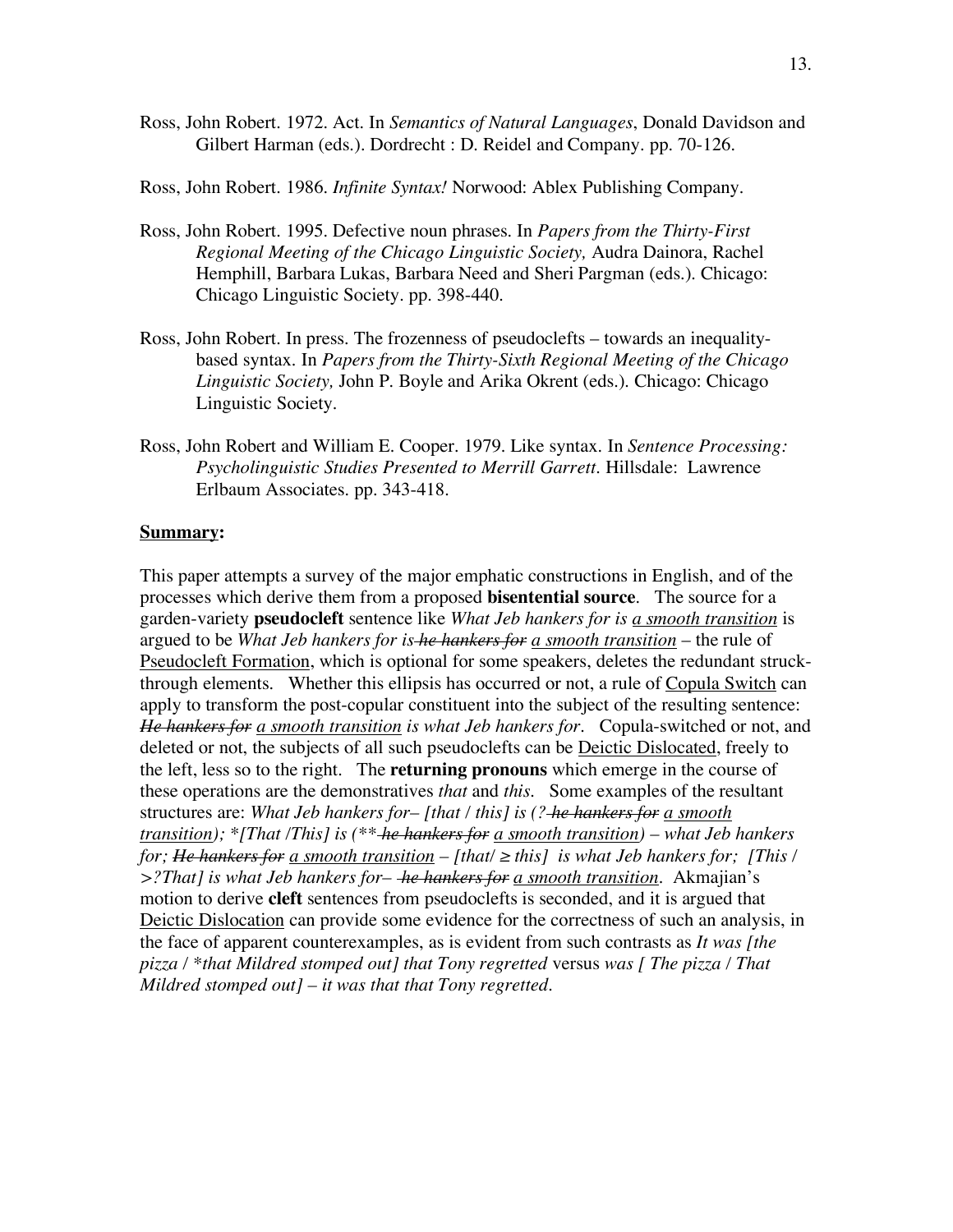Ross, John Robert. 1972. Act. In *Semantics of Natural Languages*, Donald Davidson and Gilbert Harman (eds.). Dordrecht : D. Reidel and Company. pp. 70-126.

Ross, John Robert. 1986. *Infinite Syntax!* Norwood: Ablex Publishing Company.

Ross, John Robert. 1995. Defective noun phrases. In *Papers from the Thirty-First Regional Meeting of the Chicago Linguistic Society,* Audra Dainora, Rachel Hemphill, Barbara Lukas, Barbara Need and Sheri Pargman (eds.). Chicago: Chicago Linguistic Society. pp. 398-440.

Ross, John Robert. In press. The frozenness of pseudoclefts – towards an inequality-based syntax. In *Papers from the Thirty-Sixth Regional Meeting of the Chicago Linguistic Society,* John P. Boyle and Arika Okrent (eds.). Chicago: Chicago Linguistic Society.

Ross, John Robert and William E. Cooper. 1979. Like syntax. In *Sentence Processing: Psycholinguistic Studies Presented to Merrill Garrett*. Hillsdale: Lawrence Erlbaum Associates. pp. 343-418.

<u>**Summary**</u>**:**

This paper attempts a survey of the major emphatic constructions in English, and of the processes which derive them from a proposed **bisentential source**. The source for a garden-variety **pseudocleft** sentence like *What Jeb hankers for is <u>a smooth transition</u>* is argued to be *What Jeb hankers for is ~~he hankers for~~ <u>a smooth transition</u>* – the rule of <u>Pseudocleft Formation</u>, which is optional for some speakers, deletes the redundant struck-through elements. Whether this ellipsis has occurred or not, a rule of <u>Copula Switch</u> can apply to transform the post-copular constituent into the subject of the resulting sentence: ***~~He hankers for~~*** *<u>a smooth transition</u> is what Jeb hankers for*. Copula-switched or not, and deleted or not, the subjects of all such pseudoclefts can be <u>Deictic Dislocated</u>, freely to the left, less so to the right. The **returning pronouns** which emerge in the course of these operations are the demonstratives *that* and *this*. Some examples of the resultant structures are: *What Jeb hankers for– [that / this] is (? ~~he hankers for~~ <u>a smooth transition</u>); \*[That /This] is (\*\* ~~he hankers for~~ <u>a smooth transition</u>) – what Jeb hankers for; ~~He hankers for~~ <u>a smooth transition</u> – [that/ ≥ this] is what Jeb hankers for; [This / >?That] is what Jeb hankers for– ~~he hankers for~~ <u>a smooth transition</u>*. Akmajian's motion to derive **cleft** sentences from pseudoclefts is seconded, and it is argued that <u>Deictic Dislocation</u> can provide some evidence for the correctness of such an analysis, in the face of apparent counterexamples, as is evident from such contrasts as *It was [the pizza / \*that Mildred stomped out] that Tony regretted* versus *was [ The pizza / That Mildred stomped out] – it was that that Tony regretted*.